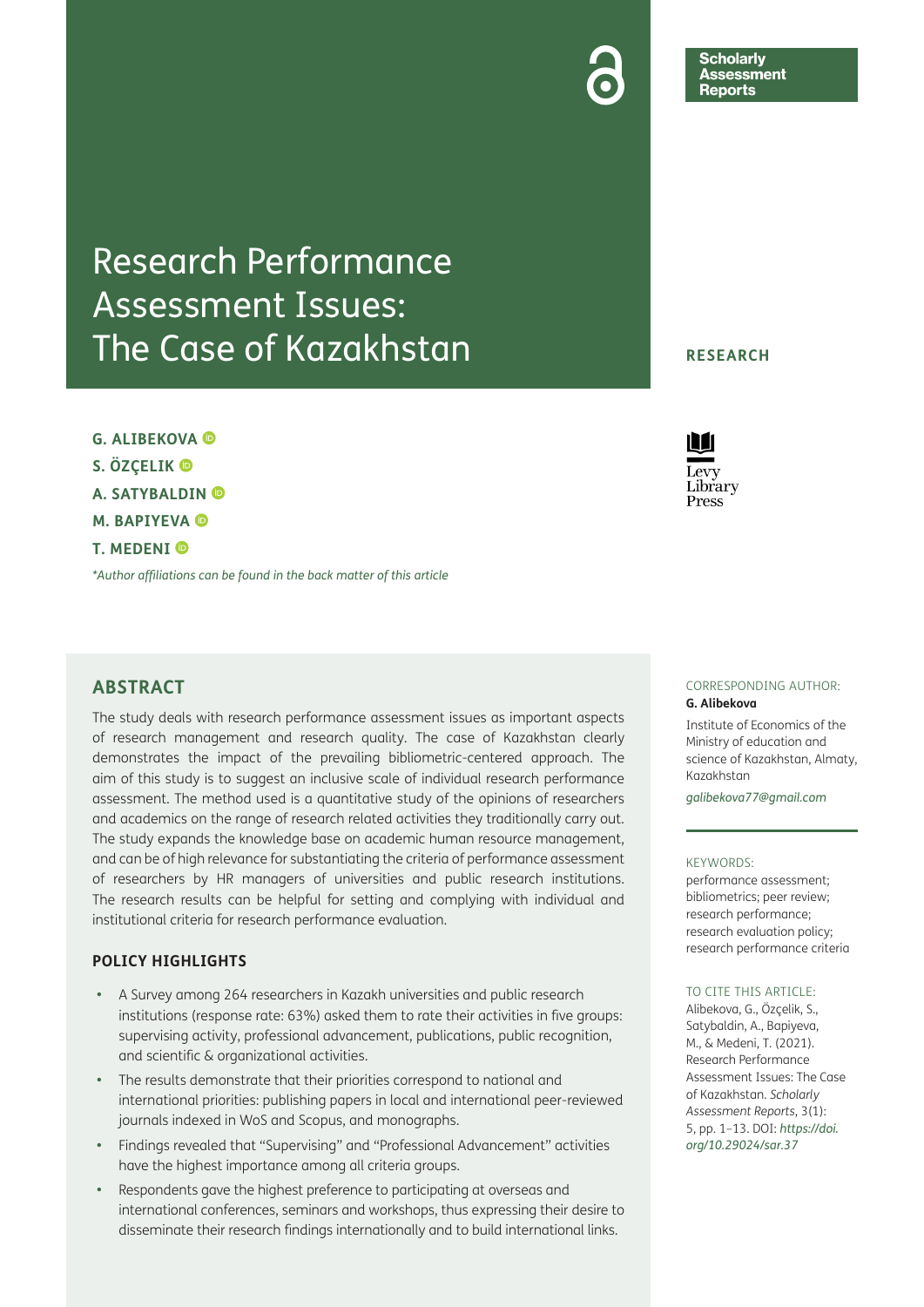Scholarly Assessment Reports

# Research Performance Assessment Issues: The Case of Kazakhstan

RESEARCH

**G. ALIBEKOVA**

**S. ÖZÇELIK**

**A. SATYBALDIN**

**M. BAPIYEVA**

**T. MEDENI**

*\*Author affiliations can be found in the back matter of this article*

## ABSTRACT

The study deals with research performance assessment issues as important aspects of research management and research quality. The case of Kazakhstan clearly demonstrates the impact of the prevailing bibliometric-centered approach. The aim of this study is to suggest an inclusive scale of individual research performance assessment. The method used is a quantitative study of the opinions of researchers and academics on the range of research related activities they traditionally carry out. The study expands the knowledge base on academic human resource management, and can be of high relevance for substantiating the criteria of performance assessment of researchers by HR managers of universities and public research institutions. The research results can be helpful for setting and complying with individual and institutional criteria for research performance evaluation.

### POLICY HIGHLIGHTS

- A Survey among 264 researchers in Kazakh universities and public research institutions (response rate: 63%) asked them to rate their activities in five groups: supervising activity, professional advancement, publications, public recognition, and scientific & organizational activities.
- The results demonstrate that their priorities correspond to national and international priorities: publishing papers in local and international peer-reviewed journals indexed in WoS and Scopus, and monographs.
- Findings revealed that "Supervising" and "Professional Advancement" activities have the highest importance among all criteria groups.
- Respondents gave the highest preference to participating at overseas and international conferences, seminars and workshops, thus expressing their desire to disseminate their research findings internationally and to build international links.

CORRESPONDING AUTHOR:

**G. Alibekova**

Institute of Economics of the Ministry of education and science of Kazakhstan, Almaty, Kazakhstan

*galibekova77@gmail.com*

KEYWORDS:

performance assessment; bibliometrics; peer review; research performance; research evaluation policy; research performance criteria

TO CITE THIS ARTICLE:

Alibekova, G., Özçelik, S., Satybaldin, A., Bapiyeva, M., & Medeni, T. (2021). Research Performance Assessment Issues: The Case of Kazakhstan. *Scholarly Assessment Reports*, 3(1): 5, pp. 1–13. DOI: *https://doi.org/10.29024/sar.37*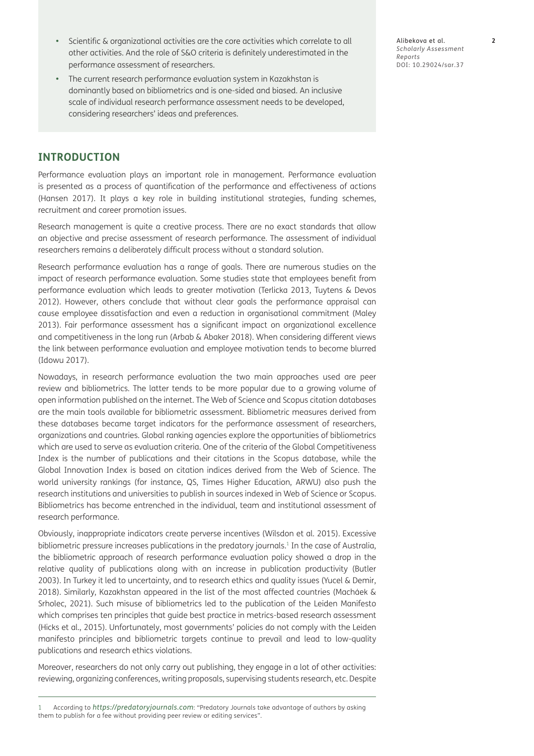- Scientific & organizational activities are the core activities which correlate to all other activities. And the role of S&O criteria is definitely underestimated in the performance assessment of researchers.
- The current research performance evaluation system in Kazakhstan is dominantly based on bibliometrics and is one-sided and biased. An inclusive scale of individual research performance assessment needs to be developed, considering researchers' ideas and preferences.

## INTRODUCTION

Performance evaluation plays an important role in management. Performance evaluation is presented as a process of quantification of the performance and effectiveness of actions (Hansen 2017). It plays a key role in building institutional strategies, funding schemes, recruitment and career promotion issues.

Research management is quite a creative process. There are no exact standards that allow an objective and precise assessment of research performance. The assessment of individual researchers remains a deliberately difficult process without a standard solution.

Research performance evaluation has a range of goals. There are numerous studies on the impact of research performance evaluation. Some studies state that employees benefit from performance evaluation which leads to greater motivation (Terlicka 2013, Tuytens & Devos 2012). However, others conclude that without clear goals the performance appraisal can cause employee dissatisfaction and even a reduction in organisational commitment (Maley 2013). Fair performance assessment has a significant impact on organizational excellence and competitiveness in the long run (Arbab & Abaker 2018). When considering different views the link between performance evaluation and employee motivation tends to become blurred (Idowu 2017).

Nowadays, in research performance evaluation the two main approaches used are peer review and bibliometrics. The latter tends to be more popular due to a growing volume of open information published on the internet. The Web of Science and Scopus citation databases are the main tools available for bibliometric assessment. Bibliometric measures derived from these databases became target indicators for the performance assessment of researchers, organizations and countries. Global ranking agencies explore the opportunities of bibliometrics which are used to serve as evaluation criteria. One of the criteria of the Global Competitiveness Index is the number of publications and their citations in the Scopus database, while the Global Innovation Index is based on citation indices derived from the Web of Science. The world university rankings (for instance, QS, Times Higher Education, ARWU) also push the research institutions and universities to publish in sources indexed in Web of Science or Scopus. Bibliometrics has become entrenched in the individual, team and institutional assessment of research performance.

Obviously, inappropriate indicators create perverse incentives (Wilsdon et al. 2015). Excessive bibliometric pressure increases publications in the predatory journals.[1] In the case of Australia, the bibliometric approach of research performance evaluation policy showed a drop in the relative quality of publications along with an increase in publication productivity (Butler 2003). In Turkey it led to uncertainty, and to research ethics and quality issues (Yucel & Demir, 2018). Similarly, Kazakhstan appeared in the list of the most affected countries (Macháek & Srholec, 2021). Such misuse of bibliometrics led to the publication of the Leiden Manifesto which comprises ten principles that guide best practice in metrics-based research assessment (Hicks et al., 2015). Unfortunately, most governments' policies do not comply with the Leiden manifesto principles and bibliometric targets continue to prevail and lead to low-quality publications and research ethics violations.

Moreover, researchers do not only carry out publishing, they engage in a lot of other activities: reviewing, organizing conferences, writing proposals, supervising students research, etc. Despite

1 According to *https://predatoryjournals.com*: "Predatory Journals take advantage of authors by asking them to publish for a fee without providing peer review or editing services".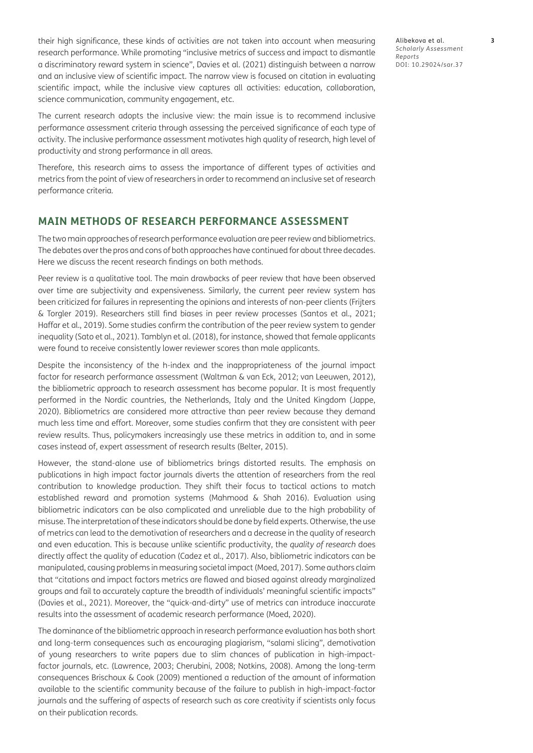their high significance, these kinds of activities are not taken into account when measuring research performance. While promoting "inclusive metrics of success and impact to dismantle a discriminatory reward system in science", Davies et al. (2021) distinguish between a narrow and an inclusive view of scientific impact. The narrow view is focused on citation in evaluating scientific impact, while the inclusive view captures all activities: education, collaboration, science communication, community engagement, etc.

The current research adopts the inclusive view: the main issue is to recommend inclusive performance assessment criteria through assessing the perceived significance of each type of activity. The inclusive performance assessment motivates high quality of research, high level of productivity and strong performance in all areas.

Therefore, this research aims to assess the importance of different types of activities and metrics from the point of view of researchers in order to recommend an inclusive set of research performance criteria.

## MAIN METHODS OF RESEARCH PERFORMANCE ASSESSMENT

The two main approaches of research performance evaluation are peer review and bibliometrics. The debates over the pros and cons of both approaches have continued for about three decades. Here we discuss the recent research findings on both methods.

Peer review is a qualitative tool. The main drawbacks of peer review that have been observed over time are subjectivity and expensiveness. Similarly, the current peer review system has been criticized for failures in representing the opinions and interests of non-peer clients (Frijters & Torgler 2019). Researchers still find biases in peer review processes (Santos et al., 2021; Haffar et al., 2019). Some studies confirm the contribution of the peer review system to gender inequality (Sato et al., 2021). Tamblyn et al. (2018), for instance, showed that female applicants were found to receive consistently lower reviewer scores than male applicants.

Despite the inconsistency of the h-index and the inappropriateness of the journal impact factor for research performance assessment (Waltman & van Eck, 2012; van Leeuwen, 2012), the bibliometric approach to research assessment has become popular. It is most frequently performed in the Nordic countries, the Netherlands, Italy and the United Kingdom (Jappe, 2020). Bibliometrics are considered more attractive than peer review because they demand much less time and effort. Moreover, some studies confirm that they are consistent with peer review results. Thus, policymakers increasingly use these metrics in addition to, and in some cases instead of, expert assessment of research results (Belter, 2015).

However, the stand-alone use of bibliometrics brings distorted results. The emphasis on publications in high impact factor journals diverts the attention of researchers from the real contribution to knowledge production. They shift their focus to tactical actions to match established reward and promotion systems (Mahmood & Shah 2016). Evaluation using bibliometric indicators can be also complicated and unreliable due to the high probability of misuse. The interpretation of these indicators should be done by field experts. Otherwise, the use of metrics can lead to the demotivation of researchers and a decrease in the quality of research and even education. This is because unlike scientific productivity, the *quality of research* does directly affect the quality of education (Cadez et al., 2017). Also, bibliometric indicators can be manipulated, causing problems in measuring societal impact (Moed, 2017). Some authors claim that "citations and impact factors metrics are flawed and biased against already marginalized groups and fail to accurately capture the breadth of individuals' meaningful scientific impacts" (Davies et al., 2021). Moreover, the "quick-and-dirty" use of metrics can introduce inaccurate results into the assessment of academic research performance (Moed, 2020).

The dominance of the bibliometric approach in research performance evaluation has both short and long-term consequences such as encouraging plagiarism, "salami slicing", demotivation of young researchers to write papers due to slim chances of publication in high-impact-factor journals, etc. (Lawrence, 2003; Cherubini, 2008; Notkins, 2008). Among the long-term consequences Brischoux & Cook (2009) mentioned a reduction of the amount of information available to the scientific community because of the failure to publish in high-impact-factor journals and the suffering of aspects of research such as core creativity if scientists only focus on their publication records.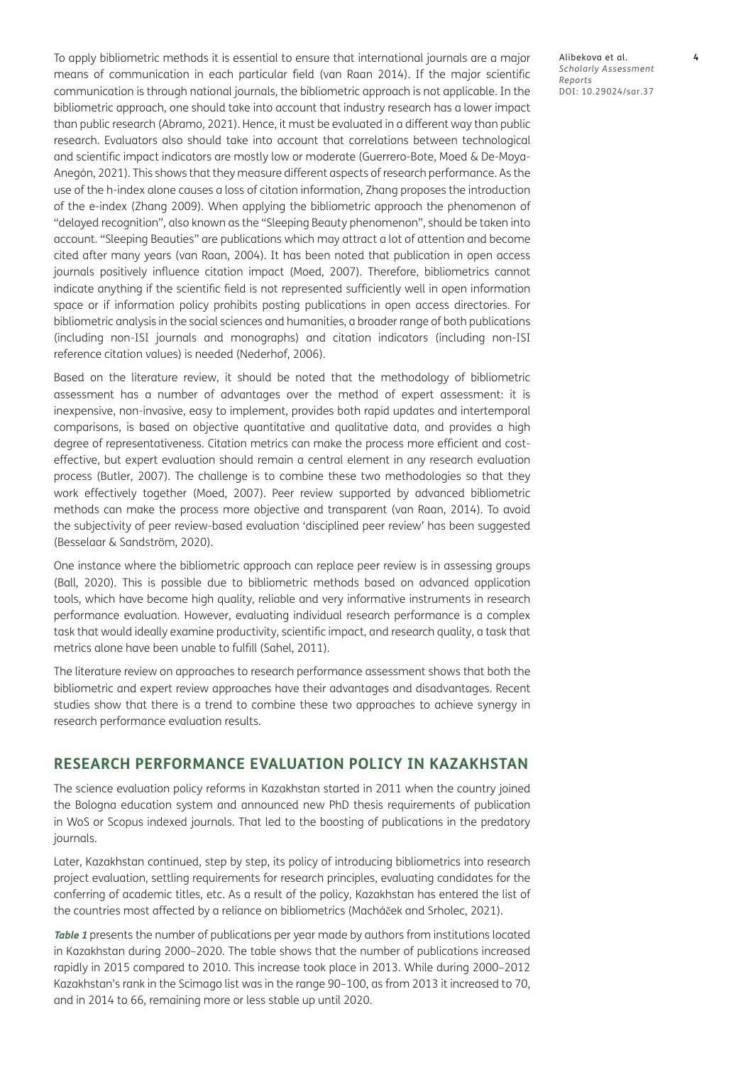To apply bibliometric methods it is essential to ensure that international journals are a major means of communication in each particular field (van Raan 2014). If the major scientific communication is through national journals, the bibliometric approach is not applicable. In the bibliometric approach, one should take into account that industry research has a lower impact than public research (Abramo, 2021). Hence, it must be evaluated in a different way than public research. Evaluators also should take into account that correlations between technological and scientific impact indicators are mostly low or moderate (Guerrero-Bote, Moed & De-Moya-Anegón, 2021). This shows that they measure different aspects of research performance. As the use of the h-index alone causes a loss of citation information, Zhang proposes the introduction of the e-index (Zhang 2009). When applying the bibliometric approach the phenomenon of "delayed recognition", also known as the "Sleeping Beauty phenomenon", should be taken into account. "Sleeping Beauties" are publications which may attract a lot of attention and become cited after many years (van Raan, 2004). It has been noted that publication in open access journals positively influence citation impact (Moed, 2007). Therefore, bibliometrics cannot indicate anything if the scientific field is not represented sufficiently well in open information space or if information policy prohibits posting publications in open access directories. For bibliometric analysis in the social sciences and humanities, a broader range of both publications (including non-ISI journals and monographs) and citation indicators (including non-ISI reference citation values) is needed (Nederhof, 2006).

Based on the literature review, it should be noted that the methodology of bibliometric assessment has a number of advantages over the method of expert assessment: it is inexpensive, non-invasive, easy to implement, provides both rapid updates and intertemporal comparisons, is based on objective quantitative and qualitative data, and provides a high degree of representativeness. Citation metrics can make the process more efficient and cost-effective, but expert evaluation should remain a central element in any research evaluation process (Butler, 2007). The challenge is to combine these two methodologies so that they work effectively together (Moed, 2007). Peer review supported by advanced bibliometric methods can make the process more objective and transparent (van Raan, 2014). To avoid the subjectivity of peer review-based evaluation 'disciplined peer review' has been suggested (Besselaar & Sandström, 2020).

One instance where the bibliometric approach can replace peer review is in assessing groups (Ball, 2020). This is possible due to bibliometric methods based on advanced application tools, which have become high quality, reliable and very informative instruments in research performance evaluation. However, evaluating individual research performance is a complex task that would ideally examine productivity, scientific impact, and research quality, a task that metrics alone have been unable to fulfill (Sahel, 2011).

The literature review on approaches to research performance assessment shows that both the bibliometric and expert review approaches have their advantages and disadvantages. Recent studies show that there is a trend to combine these two approaches to achieve synergy in research performance evaluation results.

## RESEARCH PERFORMANCE EVALUATION POLICY IN KAZAKHSTAN

The science evaluation policy reforms in Kazakhstan started in 2011 when the country joined the Bologna education system and announced new PhD thesis requirements of publication in WoS or Scopus indexed journals. That led to the boosting of publications in the predatory journals.

Later, Kazakhstan continued, step by step, its policy of introducing bibliometrics into research project evaluation, settling requirements for research principles, evaluating candidates for the conferring of academic titles, etc. As a result of the policy, Kazakhstan has entered the list of the countries most affected by a reliance on bibliometrics (Macháček and Srholec, 2021).

***Table 1*** presents the number of publications per year made by authors from institutions located in Kazakhstan during 2000–2020. The table shows that the number of publications increased rapidly in 2015 compared to 2010. This increase took place in 2013. While during 2000–2012 Kazakhstan's rank in the Scimago list was in the range 90–100, as from 2013 it increased to 70, and in 2014 to 66, remaining more or less stable up until 2020.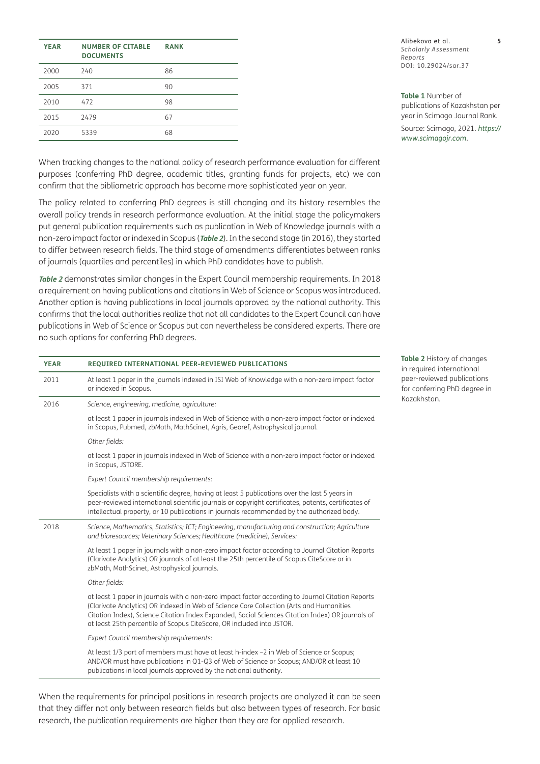| YEAR | NUMBER OF CITABLE DOCUMENTS | RANK |
|---|---|---|
| 2000 | 240 | 86 |
| 2005 | 371 | 90 |
| 2010 | 472 | 98 |
| 2015 | 2479 | 67 |
| 2020 | 5339 | 68 |

**Table 1** Number of publications of Kazakhstan per year in Scimago Journal Rank.

Source: Scimago, 2021. *https://www.scimagojr.com*.

When tracking changes to the national policy of research performance evaluation for different purposes (conferring PhD degree, academic titles, granting funds for projects, etc) we can confirm that the bibliometric approach has become more sophisticated year on year.

The policy related to conferring PhD degrees is still changing and its history resembles the overall policy trends in research performance evaluation. At the initial stage the policymakers put general publication requirements such as publication in Web of Knowledge journals with a non-zero impact factor or indexed in Scopus (***Table 2***). In the second stage (in 2016), they started to differ between research fields. The third stage of amendments differentiates between ranks of journals (quartiles and percentiles) in which PhD candidates have to publish.

***Table 2*** demonstrates similar changes in the Expert Council membership requirements. In 2018 a requirement on having publications and citations in Web of Science or Scopus was introduced. Another option is having publications in local journals approved by the national authority. This confirms that the local authorities realize that not all candidates to the Expert Council can have publications in Web of Science or Scopus but can nevertheless be considered experts. There are no such options for conferring PhD degrees.

| YEAR | REQUIRED INTERNATIONAL PEER-REVIEWED PUBLICATIONS |
|---|---|
| 2011 | At least 1 paper in the journals indexed in ISI Web of Knowledge with a non-zero impact factor or indexed in Scopus. |
| 2016 | *Science, engineering, medicine, agriculture:* |
| | at least 1 paper in journals indexed in Web of Science with a non-zero impact factor or indexed in Scopus, Pubmed, zbMath, MathScinet, Agris, Georef, Astrophysical journal. |
| | *Other fields:* |
| | at least 1 paper in journals indexed in Web of Science with a non-zero impact factor or indexed in Scopus, JSTORE. |
| | *Expert Council membership requirements:* |
| | Specialists with a scientific degree, having at least 5 publications over the last 5 years in peer-reviewed international scientific journals or copyright certificates, patents, certificates of intellectual property, or 10 publications in journals recommended by the authorized body. |
| 2018 | *Science, Mathematics, Statistics; ICT; Engineering, manufacturing and construction; Agriculture and bioresources; Veterinary Sciences; Healthcare (medicine), Services:* |
| | At least 1 paper in journals with a non-zero impact factor according to Journal Citation Reports (Clarivate Analytics) OR journals of at least the 25th percentile of Scopus CiteScore or in zbMath, MathScinet, Astrophysical journals. |
| | *Other fields:* |
| | at least 1 paper in journals with a non-zero impact factor according to Journal Citation Reports (Clarivate Analytics) OR indexed in Web of Science Core Collection (Arts and Humanities Citation Index), Science Citation Index Expanded, Social Sciences Citation Index) OR journals of at least 25th percentile of Scopus CiteScore, OR included into JSTOR. |
| | *Expert Council membership requirements:* |
| | At least 1/3 part of members must have at least h-index –2 in Web of Science or Scopus; AND/OR must have publications in Q1-Q3 of Web of Science or Scopus; AND/OR at least 10 publications in local journals approved by the national authority. |

**Table 2** History of changes in required international peer-reviewed publications for conferring PhD degree in Kazakhstan.

When the requirements for principal positions in research projects are analyzed it can be seen that they differ not only between research fields but also between types of research. For basic research, the publication requirements are higher than they are for applied research.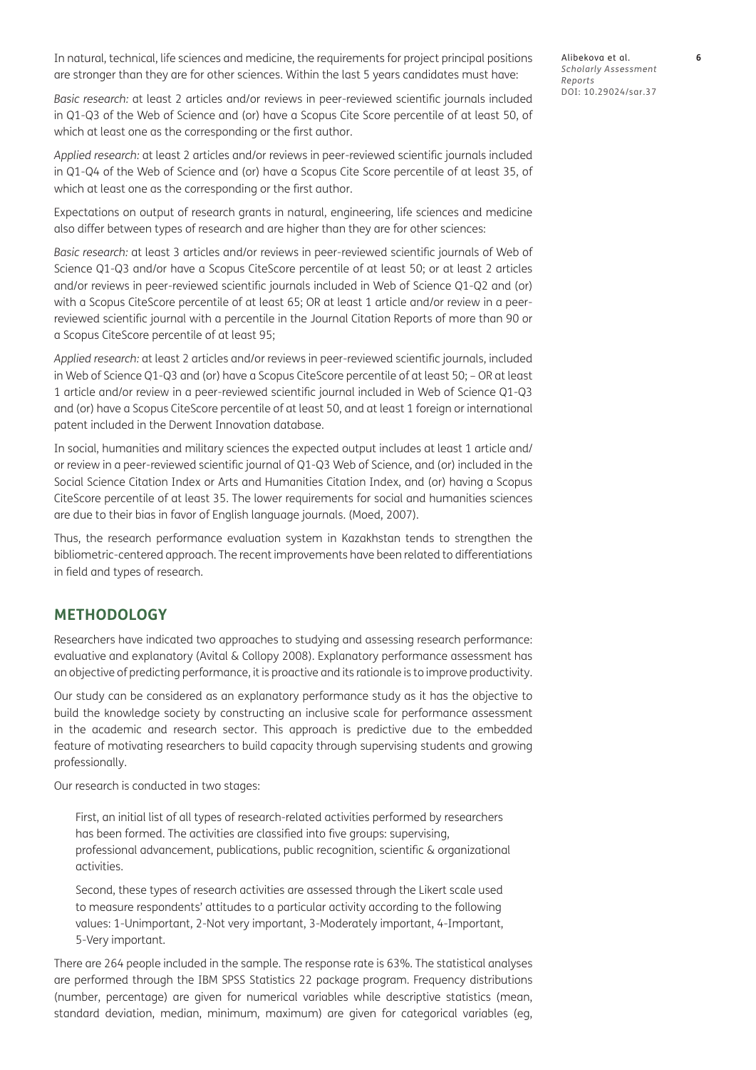In natural, technical, life sciences and medicine, the requirements for project principal positions are stronger than they are for other sciences. Within the last 5 years candidates must have:

*Basic research:* at least 2 articles and/or reviews in peer-reviewed scientific journals included in Q1-Q3 of the Web of Science and (or) have a Scopus Cite Score percentile of at least 50, of which at least one as the corresponding or the first author.

*Applied research:* at least 2 articles and/or reviews in peer-reviewed scientific journals included in Q1-Q4 of the Web of Science and (or) have a Scopus Cite Score percentile of at least 35, of which at least one as the corresponding or the first author.

Expectations on output of research grants in natural, engineering, life sciences and medicine also differ between types of research and are higher than they are for other sciences:

*Basic research:* at least 3 articles and/or reviews in peer-reviewed scientific journals of Web of Science Q1-Q3 and/or have a Scopus CiteScore percentile of at least 50; or at least 2 articles and/or reviews in peer-reviewed scientific journals included in Web of Science Q1-Q2 and (or) with a Scopus CiteScore percentile of at least 65; OR at least 1 article and/or review in a peer-reviewed scientific journal with a percentile in the Journal Citation Reports of more than 90 or a Scopus CiteScore percentile of at least 95;

*Applied research:* at least 2 articles and/or reviews in peer-reviewed scientific journals, included in Web of Science Q1-Q3 and (or) have a Scopus CiteScore percentile of at least 50; – OR at least 1 article and/or review in a peer-reviewed scientific journal included in Web of Science Q1-Q3 and (or) have a Scopus CiteScore percentile of at least 50, and at least 1 foreign or international patent included in the Derwent Innovation database.

In social, humanities and military sciences the expected output includes at least 1 article and/or review in a peer-reviewed scientific journal of Q1-Q3 Web of Science, and (or) included in the Social Science Citation Index or Arts and Humanities Citation Index, and (or) having a Scopus CiteScore percentile of at least 35. The lower requirements for social and humanities sciences are due to their bias in favor of English language journals. (Moed, 2007).

Thus, the research performance evaluation system in Kazakhstan tends to strengthen the bibliometric-centered approach. The recent improvements have been related to differentiations in field and types of research.

## METHODOLOGY

Researchers have indicated two approaches to studying and assessing research performance: evaluative and explanatory (Avital & Collopy 2008). Explanatory performance assessment has an objective of predicting performance, it is proactive and its rationale is to improve productivity.

Our study can be considered as an explanatory performance study as it has the objective to build the knowledge society by constructing an inclusive scale for performance assessment in the academic and research sector. This approach is predictive due to the embedded feature of motivating researchers to build capacity through supervising students and growing professionally.

Our research is conducted in two stages:

First, an initial list of all types of research-related activities performed by researchers has been formed. The activities are classified into five groups: supervising, professional advancement, publications, public recognition, scientific & organizational activities.

Second, these types of research activities are assessed through the Likert scale used to measure respondents' attitudes to a particular activity according to the following values: 1-Unimportant, 2-Not very important, 3-Moderately important, 4-Important, 5-Very important.

There are 264 people included in the sample. The response rate is 63%. The statistical analyses are performed through the IBM SPSS Statistics 22 package program. Frequency distributions (number, percentage) are given for numerical variables while descriptive statistics (mean, standard deviation, median, minimum, maximum) are given for categorical variables (eg,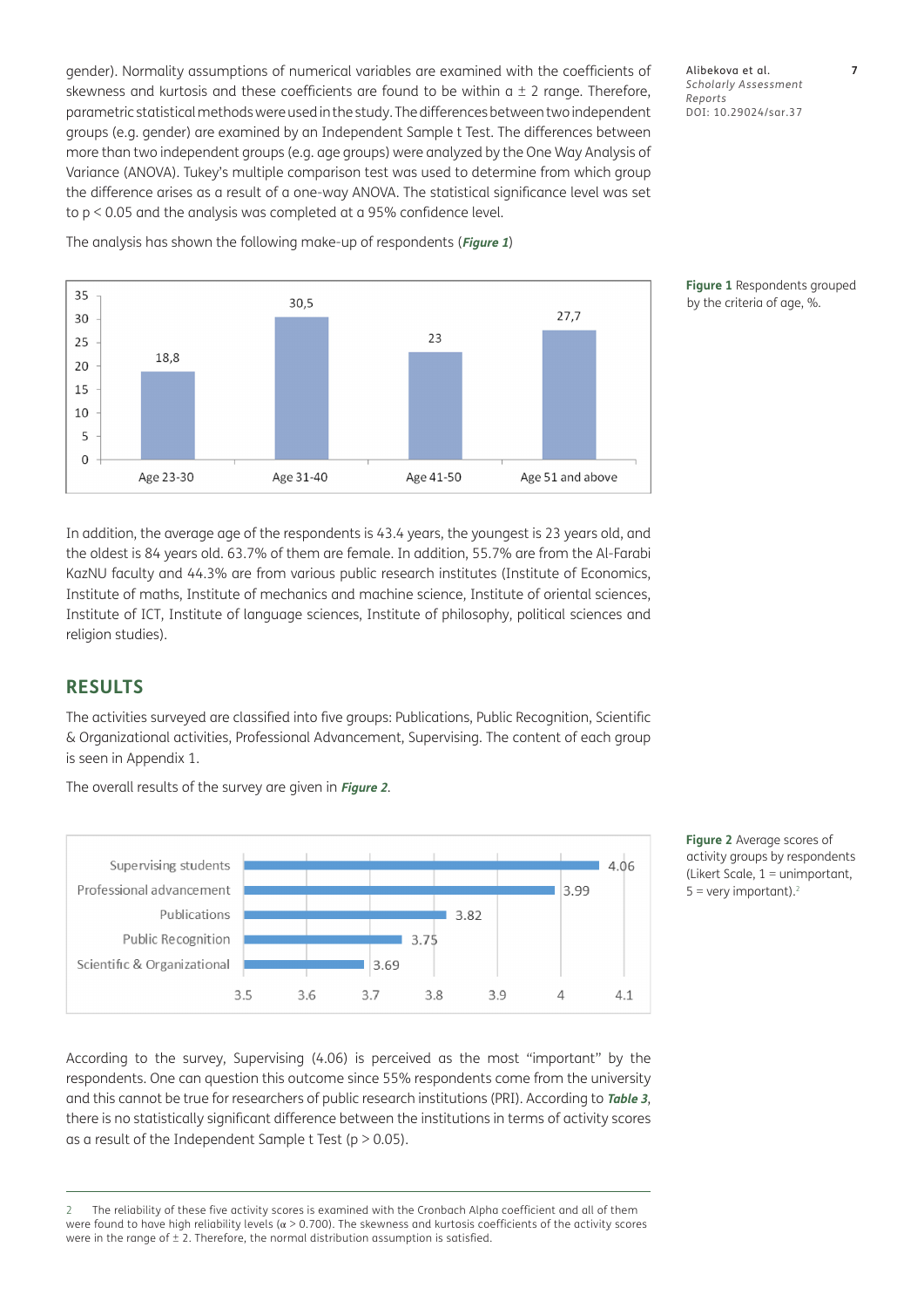gender). Normality assumptions of numerical variables are examined with the coefficients of skewness and kurtosis and these coefficients are found to be within a ± 2 range. Therefore, parametric statistical methods were used in the study. The differences between two independent groups (e.g. gender) are examined by an Independent Sample t Test. The differences between more than two independent groups (e.g. age groups) were analyzed by the One Way Analysis of Variance (ANOVA). Tukey's multiple comparison test was used to determine from which group the difference arises as a result of a one-way ANOVA. The statistical significance level was set to $p < 0.05$ and the analysis was completed at a 95% confidence level.

The analysis has shown the following make-up of respondents (***Figure 1***)

| Age group | % |
|---|---|
| Age 23-30 | 18,8 |
| Age 31-40 | 30,5 |
| Age 41-50 | 23 |
| Age 51 and above | 27,7 |

**Figure 1** Respondents grouped by the criteria of age, %.

In addition, the average age of the respondents is 43.4 years, the youngest is 23 years old, and the oldest is 84 years old. 63.7% of them are female. In addition, 55.7% are from the Al-Farabi KazNU faculty and 44.3% are from various public research institutes (Institute of Economics, Institute of maths, Institute of mechanics and machine science, Institute of oriental sciences, Institute of ICT, Institute of language sciences, Institute of philosophy, political sciences and religion studies).

## RESULTS

The activities surveyed are classified into five groups: Publications, Public Recognition, Scientific & Organizational activities, Professional Advancement, Supervising. The content of each group is seen in Appendix 1.

The overall results of the survey are given in ***Figure 2***.

| Activity group | Average score |
|---|---|
| Supervising students | 4.06 |
| Professional advancement | 3.99 |
| Publications | 3.82 |
| Public Recognition | 3.75 |
| Scientific & Organizational | 3.69 |

**Figure 2** Average scores of activity groups by respondents (Likert Scale, 1 = unimportant, 5 = very important).[2]

According to the survey, Supervising (4.06) is perceived as the most "important" by the respondents. One can question this outcome since 55% respondents come from the university and this cannot be true for researchers of public research institutions (PRI). According to ***Table 3***, there is no statistically significant difference between the institutions in terms of activity scores as a result of the Independent Sample t Test ($p > 0.05$).

---

2 The reliability of these five activity scores is examined with the Cronbach Alpha coefficient and all of them were found to have high reliability levels ($\alpha > 0.700$). The skewness and kurtosis coefficients of the activity scores were in the range of ± 2. Therefore, the normal distribution assumption is satisfied.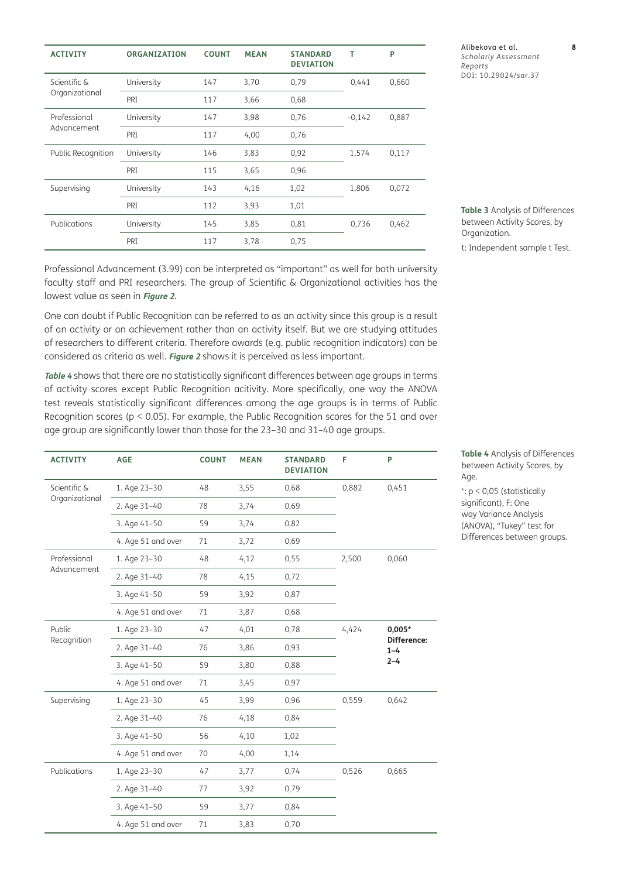| ACTIVITY | ORGANIZATION | COUNT | MEAN | STANDARD DEVIATION | T | P |
|---|---|---|---|---|---|---|
| Scientific & Organizational | University | 147 | 3,70 | 0,79 | 0,441 | 0,660 |
| | PRI | 117 | 3,66 | 0,68 | | |
| Professional Advancement | University | 147 | 3,98 | 0,76 | –0,142 | 0,887 |
| | PRI | 117 | 4,00 | 0,76 | | |
| Public Recognition | University | 146 | 3,83 | 0,92 | 1,574 | 0,117 |
| | PRI | 115 | 3,65 | 0,96 | | |
| Supervising | University | 143 | 4,16 | 1,02 | 1,806 | 0,072 |
| | PRI | 112 | 3,93 | 1,01 | | |
| Publications | University | 145 | 3,85 | 0,81 | 0,736 | 0,462 |
| | PRI | 117 | 3,78 | 0,75 | | |

**Table 3** Analysis of Differences between Activity Scores, by Organization.

t: Independent sample t Test.

Professional Advancement (3.99) can be interpreted as "important" as well for both university faculty staff and PRI researchers. The group of Scientific & Organizational activities has the lowest value as seen in ***Figure 2***.

One can doubt if Public Recognition can be referred to as an activity since this group is a result of an activity or an achievement rather than an activity itself. But we are studying attitudes of researchers to different criteria. Therefore awards (e.g. public recognition indicators) can be considered as criteria as well. ***Figure 2*** shows it is perceived as less important.

***Table 4*** shows that there are no statistically significant differences between age groups in terms of activity scores except Public Recognition acitivity. More specifically, one way the ANOVA test reveals statistically significant differences among the age groups is in terms of Public Recognition scores ($p < 0.05$). For example, the Public Recognition scores for the 51 and over age group are significantly lower than those for the 23–30 and 31–40 age groups.

| ACTIVITY | AGE | COUNT | MEAN | STANDARD DEVIATION | F | P |
|---|---|---|---|---|---|---|
| Scientific & Organizational | 1. Age 23–30 | 48 | 3,55 | 0,68 | 0,882 | 0,451 |
| | 2. Age 31–40 | 78 | 3,74 | 0,69 | | |
| | 3. Age 41–50 | 59 | 3,74 | 0,82 | | |
| | 4. Age 51 and over | 71 | 3,72 | 0,69 | | |
| Professional Advancement | 1. Age 23–30 | 48 | 4,12 | 0,55 | 2,500 | 0,060 |
| | 2. Age 31–40 | 78 | 4,15 | 0,72 | | |
| | 3. Age 41–50 | 59 | 3,92 | 0,87 | | |
| | 4. Age 51 and over | 71 | 3,87 | 0,68 | | |
| Public Recognition | 1. Age 23–30 | 47 | 4,01 | 0,78 | 4,424 | **0,005*** **Difference: 1–4 2–4** |
| | 2. Age 31–40 | 76 | 3,86 | 0,93 | | |
| | 3. Age 41–50 | 59 | 3,80 | 0,88 | | |
| | 4. Age 51 and over | 71 | 3,45 | 0,97 | | |
| Supervising | 1. Age 23–30 | 45 | 3,99 | 0,96 | 0,559 | 0,642 |
| | 2. Age 31–40 | 76 | 4,18 | 0,84 | | |
| | 3. Age 41–50 | 56 | 4,10 | 1,02 | | |
| | 4. Age 51 and over | 70 | 4,00 | 1,14 | | |
| Publications | 1. Age 23–30 | 47 | 3,77 | 0,74 | 0,526 | 0,665 |
| | 2. Age 31–40 | 77 | 3,92 | 0,79 | | |
| | 3. Age 41–50 | 59 | 3,77 | 0,84 | | |
| | 4. Age 51 and over | 71 | 3,83 | 0,70 | | |

**Table 4** Analysis of Differences between Activity Scores, by Age.

*: $p < 0,05$ (statistically significant), F: One way Variance Analysis (ANOVA), "Tukey" test for Differences between groups.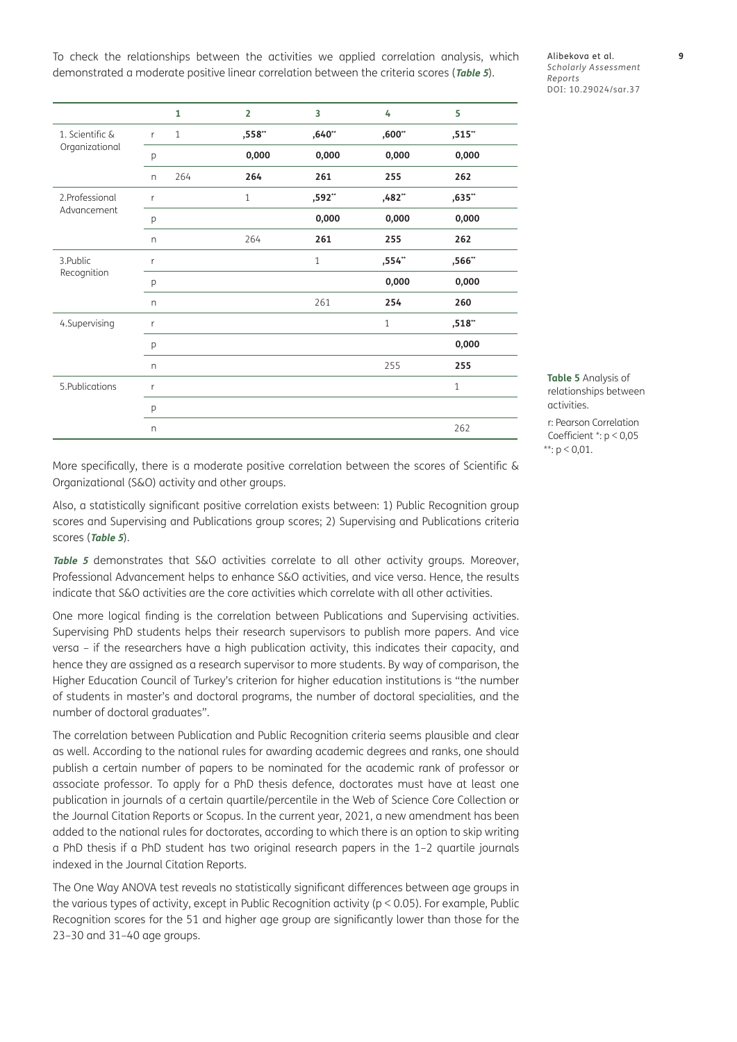To check the relationships between the activities we applied correlation analysis, which demonstrated a moderate positive linear correlation between the criteria scores (***Table 5***).

| | | 1 | 2 | 3 | 4 | 5 |
|---|---|---|---|---|---|---|
| 1. Scientific & Organizational | r | 1 | **,558\*\*** | **,640\*\*** | **,600\*\*** | **,515\*\*** |
| | p | | **0,000** | **0,000** | **0,000** | **0,000** |
| | n | 264 | **264** | **261** | **255** | **262** |
| 2.Professional Advancement | r | | 1 | **,592\*\*** | **,482\*\*** | **,635\*\*** |
| | p | | | **0,000** | **0,000** | **0,000** |
| | n | | 264 | **261** | **255** | **262** |
| 3.Public Recognition | r | | | 1 | **,554\*\*** | **,566\*\*** |
| | p | | | | **0,000** | **0,000** |
| | n | | | 261 | **254** | **260** |
| 4.Supervising | r | | | | 1 | **,518\*\*** |
| | p | | | | | **0,000** |
| | n | | | | 255 | **255** |
| 5.Publications | r | | | | | 1 |
| | p | | | | | |
| | n | | | | | 262 |

**Table 5** Analysis of relationships between activities.

r: Pearson Correlation Coefficient *: $p < 0,05$ **: $p < 0,01$.

More specifically, there is a moderate positive correlation between the scores of Scientific & Organizational (S&O) activity and other groups.

Also, a statistically significant positive correlation exists between: 1) Public Recognition group scores and Supervising and Publications group scores; 2) Supervising and Publications criteria scores (***Table 5***).

***Table 5*** demonstrates that S&O activities correlate to all other activity groups. Moreover, Professional Advancement helps to enhance S&O activities, and vice versa. Hence, the results indicate that S&O activities are the core activities which correlate with all other activities.

One more logical finding is the correlation between Publications and Supervising activities. Supervising PhD students helps their research supervisors to publish more papers. And vice versa – if the researchers have a high publication activity, this indicates their capacity, and hence they are assigned as a research supervisor to more students. By way of comparison, the Higher Education Council of Turkey's criterion for higher education institutions is "the number of students in master's and doctoral programs, the number of doctoral specialities, and the number of doctoral graduates".

The correlation between Publication and Public Recognition criteria seems plausible and clear as well. According to the national rules for awarding academic degrees and ranks, one should publish a certain number of papers to be nominated for the academic rank of professor or associate professor. To apply for a PhD thesis defence, doctorates must have at least one publication in journals of a certain quartile/percentile in the Web of Science Core Collection or the Journal Citation Reports or Scopus. In the current year, 2021, a new amendment has been added to the national rules for doctorates, according to which there is an option to skip writing a PhD thesis if a PhD student has two original research papers in the 1–2 quartile journals indexed in the Journal Citation Reports.

The One Way ANOVA test reveals no statistically significant differences between age groups in the various types of activity, except in Public Recognition activity ($p < 0.05$). For example, Public Recognition scores for the 51 and higher age group are significantly lower than those for the 23–30 and 31–40 age groups.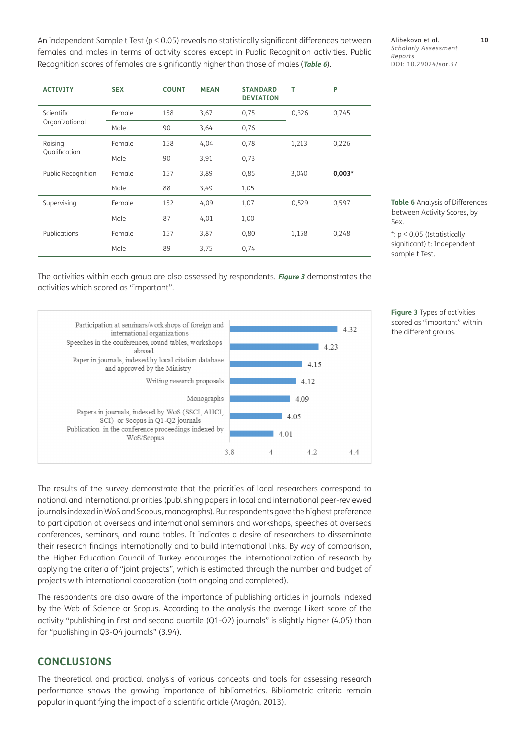An independent Sample t Test ($p < 0.05$) reveals no statistically significant differences between females and males in terms of activity scores except in Public Recognition activities. Public Recognition scores of females are significantly higher than those of males (***Table 6***).

| ACTIVITY | SEX | COUNT | MEAN | STANDARD DEVIATION | T | P |
|---|---|---|---|---|---|---|
| Scientific Organizational | Female | 158 | 3,67 | 0,75 | 0,326 | 0,745 |
| | Male | 90 | 3,64 | 0,76 | | |
| Raising Qualification | Female | 158 | 4,04 | 0,78 | 1,213 | 0,226 |
| | Male | 90 | 3,91 | 0,73 | | |
| Public Recognition | Female | 157 | 3,89 | 0,85 | 3,040 | **0,003*** |
| | Male | 88 | 3,49 | 1,05 | | |
| Supervising | Female | 152 | 4,09 | 1,07 | 0,529 | 0,597 |
| | Male | 87 | 4,01 | 1,00 | | |
| Publications | Female | 157 | 3,87 | 0,80 | 1,158 | 0,248 |
| | Male | 89 | 3,75 | 0,74 | | |

**Table 6** Analysis of Differences between Activity Scores, by Sex.

*: $p < 0,05$ ((statistically significant) t: Independent sample t Test.

The activities within each group are also assessed by respondents. ***Figure 3*** demonstrates the activities which scored as "important".

| Activity | Score |
|---|---|
| Participation at seminars/workshops of foreign and international organizations | 4.32 |
| Speeches in the conferences, round tables, workshops abroad | 4.23 |
| Paper in journals, indexed by local citation database and approved by the Ministry | 4.15 |
| Writing research proposals | 4.12 |
| Monographs | 4.09 |
| Papers in journals, indexed by WoS (SSCI, AHCI, SCI) or Scopus in Q1-Q2 journals | 4.05 |
| Publication in the conference proceedings indexed by WoS/Scopus | 4.01 |

**Figure 3** Types of activities scored as "important" within the different groups.

The results of the survey demonstrate that the priorities of local researchers correspond to national and international priorities (publishing papers in local and international peer-reviewed journals indexed in WoS and Scopus, monographs). But respondents gave the highest preference to participation at overseas and international seminars and workshops, speeches at overseas conferences, seminars, and round tables. It indicates a desire of researchers to disseminate their research findings internationally and to build international links. By way of comparison, the Higher Education Council of Turkey encourages the internationalization of research by applying the criteria of "joint projects", which is estimated through the number and budget of projects with international cooperation (both ongoing and completed).

The respondents are also aware of the importance of publishing articles in journals indexed by the Web of Science or Scopus. According to the analysis the average Likert score of the activity "publishing in first and second quartile (Q1-Q2) journals" is slightly higher (4.05) than for "publishing in Q3-Q4 journals" (3.94).

## CONCLUSIONS

The theoretical and practical analysis of various concepts and tools for assessing research performance shows the growing importance of bibliometrics. Bibliometric criteria remain popular in quantifying the impact of a scientific article (Aragón, 2013).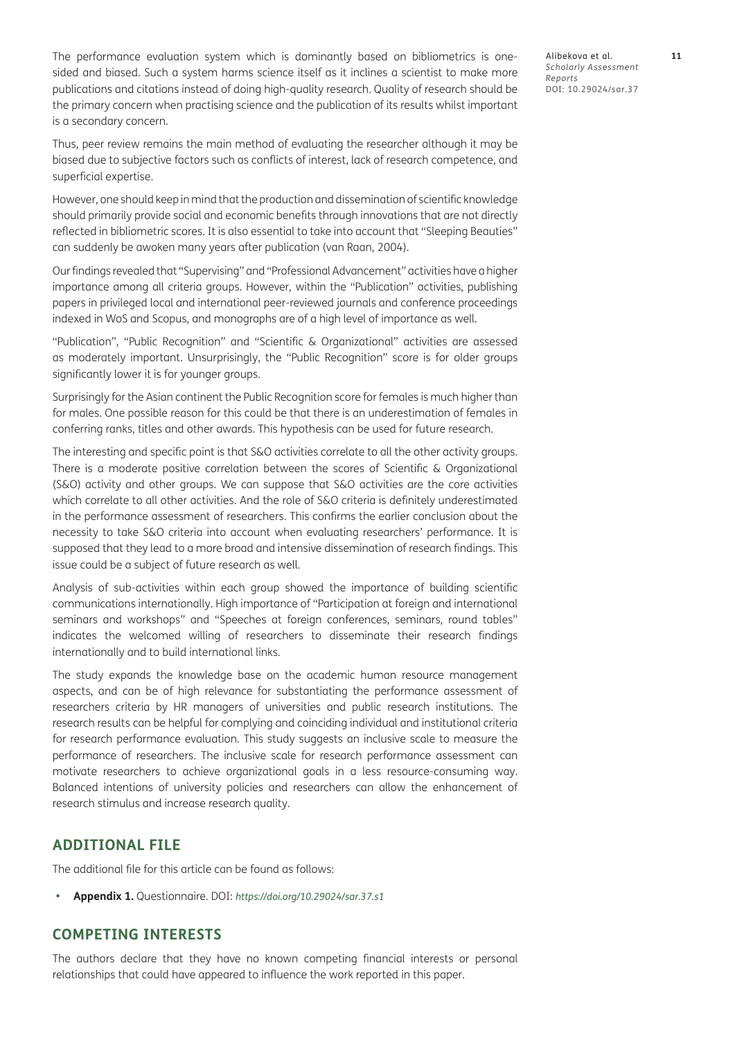The performance evaluation system which is dominantly based on bibliometrics is one-sided and biased. Such a system harms science itself as it inclines a scientist to make more publications and citations instead of doing high-quality research. Quality of research should be the primary concern when practising science and the publication of its results whilst important is a secondary concern.

Thus, peer review remains the main method of evaluating the researcher although it may be biased due to subjective factors such as conflicts of interest, lack of research competence, and superficial expertise.

However, one should keep in mind that the production and dissemination of scientific knowledge should primarily provide social and economic benefits through innovations that are not directly reflected in bibliometric scores. It is also essential to take into account that "Sleeping Beauties" can suddenly be awoken many years after publication (van Raan, 2004).

Our findings revealed that "Supervising" and "Professional Advancement" activities have a higher importance among all criteria groups. However, within the "Publication" activities, publishing papers in privileged local and international peer-reviewed journals and conference proceedings indexed in WoS and Scopus, and monographs are of a high level of importance as well.

"Publication", "Public Recognition" and "Scientific & Organizational" activities are assessed as moderately important. Unsurprisingly, the "Public Recognition" score is for older groups significantly lower it is for younger groups.

Surprisingly for the Asian continent the Public Recognition score for females is much higher than for males. One possible reason for this could be that there is an underestimation of females in conferring ranks, titles and other awards. This hypothesis can be used for future research.

The interesting and specific point is that S&O activities correlate to all the other activity groups. There is a moderate positive correlation between the scores of Scientific & Organizational (S&O) activity and other groups. We can suppose that S&O activities are the core activities which correlate to all other activities. And the role of S&O criteria is definitely underestimated in the performance assessment of researchers. This confirms the earlier conclusion about the necessity to take S&O criteria into account when evaluating researchers' performance. It is supposed that they lead to a more broad and intensive dissemination of research findings. This issue could be a subject of future research as well.

Analysis of sub-activities within each group showed the importance of building scientific communications internationally. High importance of "Participation at foreign and international seminars and workshops" and "Speeches at foreign conferences, seminars, round tables" indicates the welcomed willing of researchers to disseminate their research findings internationally and to build international links.

The study expands the knowledge base on the academic human resource management aspects, and can be of high relevance for substantiating the performance assessment of researchers criteria by HR managers of universities and public research institutions. The research results can be helpful for complying and coinciding individual and institutional criteria for research performance evaluation. This study suggests an inclusive scale to measure the performance of researchers. The inclusive scale for research performance assessment can motivate researchers to achieve organizational goals in a less resource-consuming way. Balanced intentions of university policies and researchers can allow the enhancement of research stimulus and increase research quality.

## ADDITIONAL FILE

The additional file for this article can be found as follows:

- **Appendix 1.** Questionnaire. DOI: *https://doi.org/10.29024/sar.37.s1*

## COMPETING INTERESTS

The authors declare that they have no known competing financial interests or personal relationships that could have appeared to influence the work reported in this paper.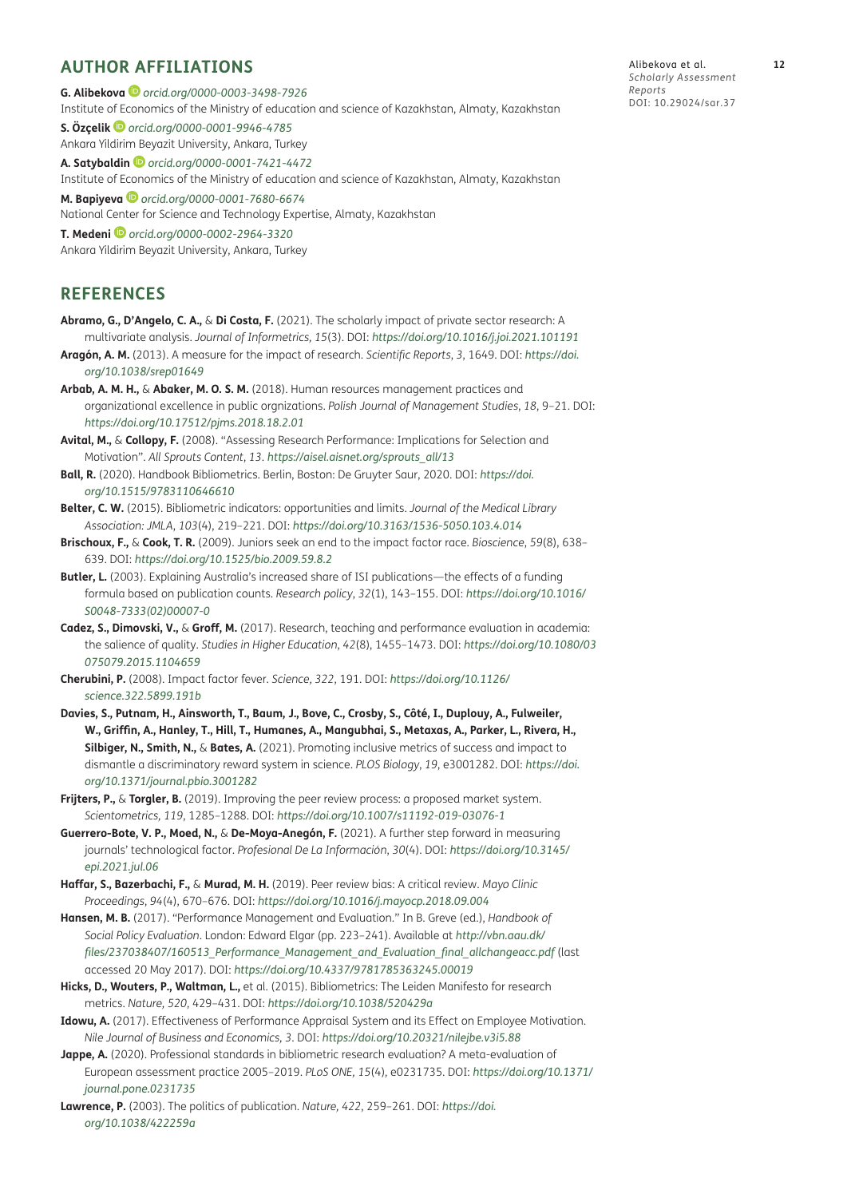## AUTHOR AFFILIATIONS

**G. Alibekova** *orcid.org/0000-0003-3498-7926*
Institute of Economics of the Ministry of education and science of Kazakhstan, Almaty, Kazakhstan

**S. Özçelik** *orcid.org/0000-0001-9946-4785*
Ankara Yildirim Beyazit University, Ankara, Turkey

**A. Satybaldin** *orcid.org/0000-0001-7421-4472*
Institute of Economics of the Ministry of education and science of Kazakhstan, Almaty, Kazakhstan

**M. Bapiyeva** *orcid.org/0000-0001-7680-6674*
National Center for Science and Technology Expertise, Almaty, Kazakhstan

**T. Medeni** *orcid.org/0000-0002-2964-3320*
Ankara Yildirim Beyazit University, Ankara, Turkey

## REFERENCES

**Abramo, G., D'Angelo, C. A.,** & **Di Costa, F.** (2021). The scholarly impact of private sector research: A multivariate analysis. *Journal of Informetrics, 15*(3). DOI: *https://doi.org/10.1016/j.joi.2021.101191*

**Aragón, A. M.** (2013). A measure for the impact of research. *Scientific Reports*, *3*, 1649. DOI: *https://doi.org/10.1038/srep01649*

**Arbab, A. M. H.,** & **Abaker, M. O. S. M.** (2018). Human resources management practices and organizational excellence in public orgnizations. *Polish Journal of Management Studies*, *18*, 9–21. DOI: *https://doi.org/10.17512/pjms.2018.18.2.01*

**Avital, M.,** & **Collopy, F.** (2008). "Assessing Research Performance: Implications for Selection and Motivation". *All Sprouts Content*, *13*. *https://aisel.aisnet.org/sprouts_all/13*

**Ball, R.** (2020). Handbook Bibliometrics. Berlin, Boston: De Gruyter Saur, 2020. DOI: *https://doi.org/10.1515/9783110646610*

**Belter, C. W.** (2015). Bibliometric indicators: opportunities and limits. *Journal of the Medical Library Association: JMLA*, *103*(4), 219–221. DOI: *https://doi.org/10.3163/1536-5050.103.4.014*

**Brischoux, F.,** & **Cook, T. R.** (2009). Juniors seek an end to the impact factor race. *Bioscience*, *59*(8), 638–639. DOI: *https://doi.org/10.1525/bio.2009.59.8.2*

**Butler, L.** (2003). Explaining Australia's increased share of ISI publications—the effects of a funding formula based on publication counts. *Research policy*, *32*(1), 143–155. DOI: *https://doi.org/10.1016/S0048-7333(02)00007-0*

**Cadez, S., Dimovski, V.,** & **Groff, M.** (2017). Research, teaching and performance evaluation in academia: the salience of quality. *Studies in Higher Education*, *42*(8), 1455–1473. DOI: *https://doi.org/10.1080/03075079.2015.1104659*

**Cherubini, P.** (2008). Impact factor fever. *Science*, *322*, 191. DOI: *https://doi.org/10.1126/science.322.5899.191b*

**Davies, S., Putnam, H., Ainsworth, T., Baum, J., Bove, C., Crosby, S., Côté, I., Duplouy, A., Fulweiler, W., Griffin, A., Hanley, T., Hill, T., Humanes, A., Mangubhai, S., Metaxas, A., Parker, L., Rivera, H., Silbiger, N., Smith, N.,** & **Bates, A.** (2021). Promoting inclusive metrics of success and impact to dismantle a discriminatory reward system in science. *PLOS Biology*, *19*, e3001282. DOI: *https://doi.org/10.1371/journal.pbio.3001282*

**Frijters, P.,** & **Torgler, B.** (2019). Improving the peer review process: a proposed market system. *Scientometrics, 119*, 1285–1288. DOI: *https://doi.org/10.1007/s11192-019-03076-1*

**Guerrero-Bote, V. P., Moed, N.,** & **De-Moya-Anegón, F.** (2021). A further step forward in measuring journals' technological factor. *Profesional De La Información*, *30*(4). DOI: *https://doi.org/10.3145/epi.2021.jul.06*

**Haffar, S., Bazerbachi, F.,** & **Murad, M. H.** (2019). Peer review bias: A critical review. *Mayo Clinic Proceedings*, *94*(4), 670–676. DOI: *https://doi.org/10.1016/j.mayocp.2018.09.004*

**Hansen, M. B.** (2017). "Performance Management and Evaluation." In B. Greve (ed.), *Handbook of Social Policy Evaluation*. London: Edward Elgar (pp. 223–241). Available at *http://vbn.aau.dk/files/237038407/160513_Performance_Management_and_Evaluation_final_allchangeacc.pdf* (last accessed 20 May 2017). DOI: *https://doi.org/10.4337/9781785363245.00019*

**Hicks, D., Wouters, P., Waltman, L.,** et al. (2015). Bibliometrics: The Leiden Manifesto for research metrics. *Nature, 520*, 429–431. DOI: *https://doi.org/10.1038/520429a*

**Idowu, A.** (2017). Effectiveness of Performance Appraisal System and its Effect on Employee Motivation. *Nile Journal of Business and Economics, 3*. DOI: *https://doi.org/10.20321/nilejbe.v3i5.88*

**Jappe, A.** (2020). Professional standards in bibliometric research evaluation? A meta-evaluation of European assessment practice 2005–2019. *PLoS ONE, 15*(4), e0231735. DOI: *https://doi.org/10.1371/journal.pone.0231735*

**Lawrence, P.** (2003). The politics of publication. *Nature*, *422*, 259–261. DOI: *https://doi.org/10.1038/422259a*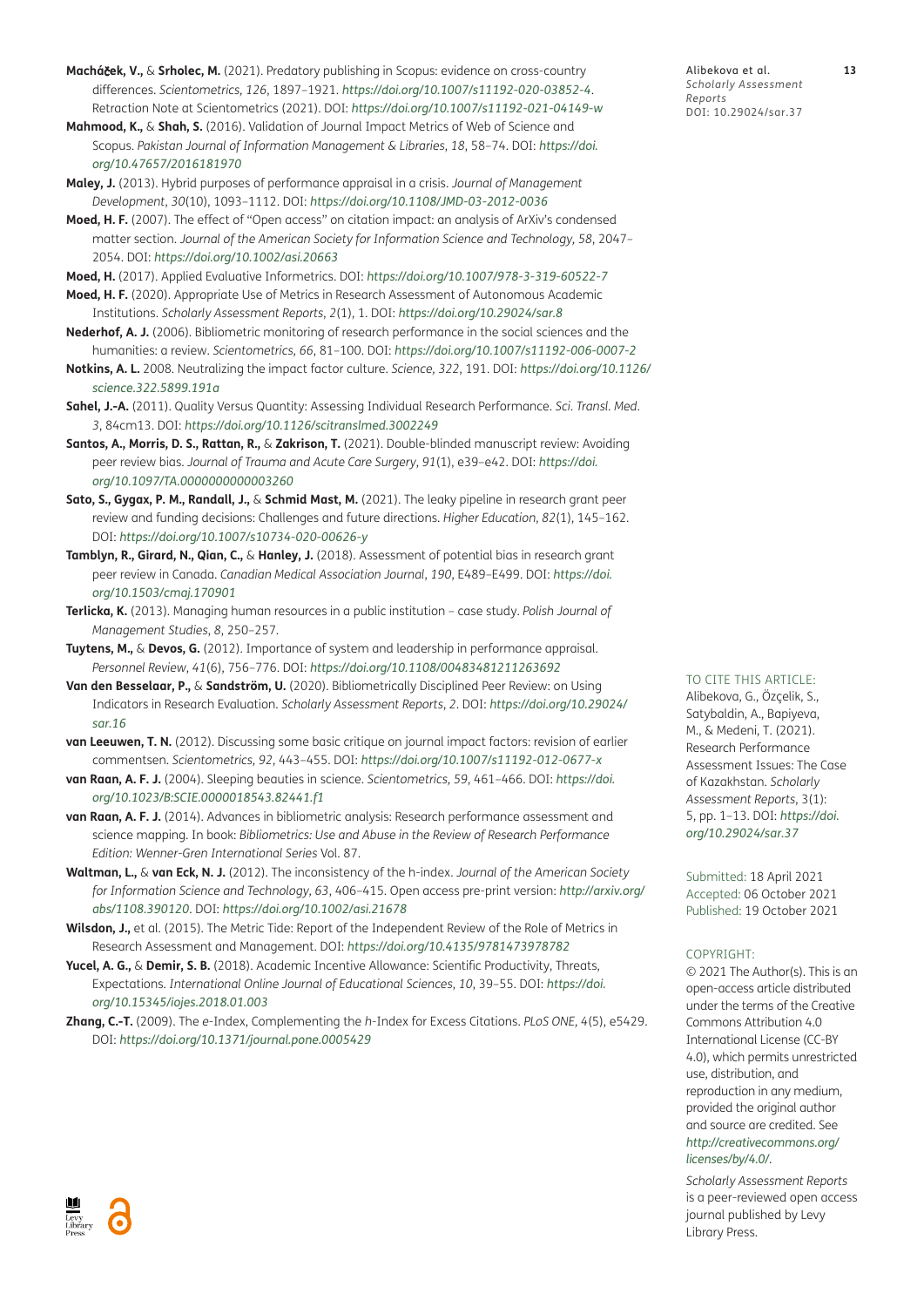**Macháček, V.,** & **Srholec, M.** (2021). Predatory publishing in Scopus: evidence on cross-country differences. *Scientometrics, 126*, 1897–1921. *https://doi.org/10.1007/s11192-020-03852-4*. Retraction Note at Scientometrics (2021). DOI: *https://doi.org/10.1007/s11192-021-04149-w*

**Mahmood, K.,** & **Shah, S.** (2016). Validation of Journal Impact Metrics of Web of Science and Scopus. *Pakistan Journal of Information Management & Libraries*, *18*, 58–74. DOI: *https://doi.org/10.47657/2016181970*

**Maley, J.** (2013). Hybrid purposes of performance appraisal in a crisis. *Journal of Management Development*, *30*(10), 1093–1112. DOI: *https://doi.org/10.1108/JMD-03-2012-0036*

**Moed, H. F.** (2007). The effect of "Open access" on citation impact: an analysis of ArXiv's condensed matter section. *Journal of the American Society for Information Science and Technology, 58*, 2047–2054. DOI: *https://doi.org/10.1002/asi.20663*

**Moed, H.** (2017). Applied Evaluative Informetrics. DOI: *https://doi.org/10.1007/978-3-319-60522-7*

**Moed, H. F.** (2020). Appropriate Use of Metrics in Research Assessment of Autonomous Academic Institutions. *Scholarly Assessment Reports*, *2*(1), 1. DOI: *https://doi.org/10.29024/sar.8*

**Nederhof, A. J.** (2006). Bibliometric monitoring of research performance in the social sciences and the humanities: a review. *Scientometrics, 66*, 81–100. DOI: *https://doi.org/10.1007/s11192-006-0007-2*

**Notkins, A. L.** 2008. Neutralizing the impact factor culture. *Science, 322*, 191. DOI: *https://doi.org/10.1126/science.322.5899.191a*

**Sahel, J.-A.** (2011). Quality Versus Quantity: Assessing Individual Research Performance. *Sci. Transl. Med. 3*, 84cm13. DOI: *https://doi.org/10.1126/scitranslmed.3002249*

**Santos, A., Morris, D. S., Rattan, R.,** & **Zakrison, T.** (2021). Double-blinded manuscript review: Avoiding peer review bias. *Journal of Trauma and Acute Care Surgery*, *91*(1), e39–e42. DOI: *https://doi.org/10.1097/TA.0000000000003260*

**Sato, S., Gygax, P. M., Randall, J.,** & **Schmid Mast, M.** (2021). The leaky pipeline in research grant peer review and funding decisions: Challenges and future directions. *Higher Education*, *82*(1), 145–162. DOI: *https://doi.org/10.1007/s10734-020-00626-y*

**Tamblyn, R., Girard, N., Qian, C.,** & **Hanley, J.** (2018). Assessment of potential bias in research grant peer review in Canada. *Canadian Medical Association Journal*, *190*, E489–E499. DOI: *https://doi.org/10.1503/cmaj.170901*

**Terlicka, K.** (2013). Managing human resources in a public institution – case study. *Polish Journal of Management Studies*, *8*, 250–257.

**Tuytens, M.,** & **Devos, G.** (2012). Importance of system and leadership in performance appraisal. *Personnel Review*, *41*(6), 756–776. DOI: *https://doi.org/10.1108/00483481211263692*

**Van den Besselaar, P.,** & **Sandström, U.** (2020). Bibliometrically Disciplined Peer Review: on Using Indicators in Research Evaluation. *Scholarly Assessment Reports*, *2*. DOI: *https://doi.org/10.29024/sar.16*

**van Leeuwen, T. N.** (2012). Discussing some basic critique on journal impact factors: revision of earlier commentsen. *Scientometrics, 92*, 443–455. DOI: *https://doi.org/10.1007/s11192-012-0677-x*

**van Raan, A. F. J.** (2004). Sleeping beauties in science. *Scientometrics, 59*, 461–466. DOI: *https://doi.org/10.1023/B:SCIE.0000018543.82441.f1*

**van Raan, A. F. J.** (2014). Advances in bibliometric analysis: Research performance assessment and science mapping. In book: *Bibliometrics: Use and Abuse in the Review of Research Performance Edition: Wenner-Gren International Series* Vol. 87.

**Waltman, L.,** & **van Eck, N. J.** (2012). The inconsistency of the h-index. *Journal of the American Society for Information Science and Technology, 63*, 406–415. Open access pre-print version: *http://arxiv.org/abs/1108.390120*. DOI: *https://doi.org/10.1002/asi.21678*

**Wilsdon, J.,** et al. (2015). The Metric Tide: Report of the Independent Review of the Role of Metrics in Research Assessment and Management. DOI: *https://doi.org/10.4135/9781473978782*

**Yucel, A. G.,** & **Demir, S. B.** (2018). Academic Incentive Allowance: Scientific Productivity, Threats, Expectations. *International Online Journal of Educational Sciences*, *10*, 39–55. DOI: *https://doi.org/10.15345/iojes.2018.01.003*

**Zhang, C.-T.** (2009). The e-Index, Complementing the *h*-Index for Excess Citations. *PLoS ONE*, 4(5), e5429. DOI: *https://doi.org/10.1371/journal.pone.0005429*

TO CITE THIS ARTICLE:

Alibekova, G., Özçelik, S., Satybaldin, A., Bapiyeva, M., & Medeni, T. (2021). Research Performance Assessment Issues: The Case of Kazakhstan. *Scholarly Assessment Reports*, 3(1): 5, pp. 1–13. DOI: *https://doi.org/10.29024/sar.37*

Submitted: 18 April 2021
Accepted: 06 October 2021
Published: 19 October 2021

COPYRIGHT:

© 2021 The Author(s). This is an open-access article distributed under the terms of the Creative Commons Attribution 4.0 International License (CC-BY 4.0), which permits unrestricted use, distribution, and reproduction in any medium, provided the original author and source are credited. See *http://creativecommons.org/licenses/by/4.0/*.

*Scholarly Assessment Reports* is a peer-reviewed open access journal published by Levy Library Press.